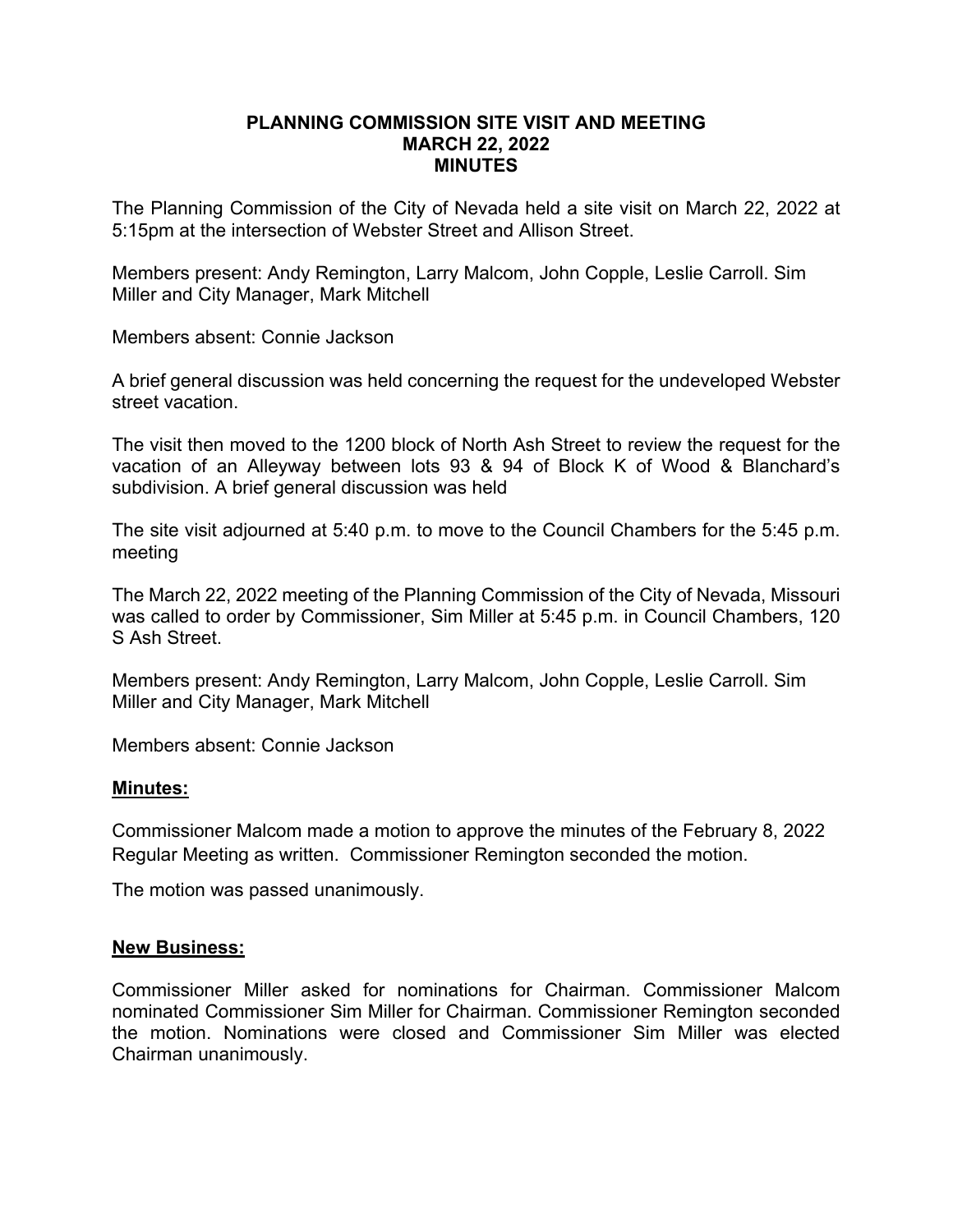**PLANNING COMMISSION SITE VISIT AND MEETING**
**MARCH 22, 2022**
**MINUTES**

The Planning Commission of the City of Nevada held a site visit on March 22, 2022 at 5:15pm at the intersection of Webster Street and Allison Street.

Members present: Andy Remington, Larry Malcom, John Copple, Leslie Carroll. Sim Miller and City Manager, Mark Mitchell

Members absent: Connie Jackson

A brief general discussion was held concerning the request for the undeveloped Webster street vacation.

The visit then moved to the 1200 block of North Ash Street to review the request for the vacation of an Alleyway between lots 93 & 94 of Block K of Wood & Blanchard's subdivision. A brief general discussion was held

The site visit adjourned at 5:40 p.m. to move to the Council Chambers for the 5:45 p.m. meeting

The March 22, 2022 meeting of the Planning Commission of the City of Nevada, Missouri was called to order by Commissioner, Sim Miller at 5:45 p.m. in Council Chambers, 120 S Ash Street.

Members present: Andy Remington, Larry Malcom, John Copple, Leslie Carroll. Sim Miller and City Manager, Mark Mitchell

Members absent: Connie Jackson

**Minutes:**

Commissioner Malcom made a motion to approve the minutes of the February 8, 2022 Regular Meeting as written. Commissioner Remington seconded the motion.

The motion was passed unanimously.

**New Business:**

Commissioner Miller asked for nominations for Chairman. Commissioner Malcom nominated Commissioner Sim Miller for Chairman. Commissioner Remington seconded the motion. Nominations were closed and Commissioner Sim Miller was elected Chairman unanimously.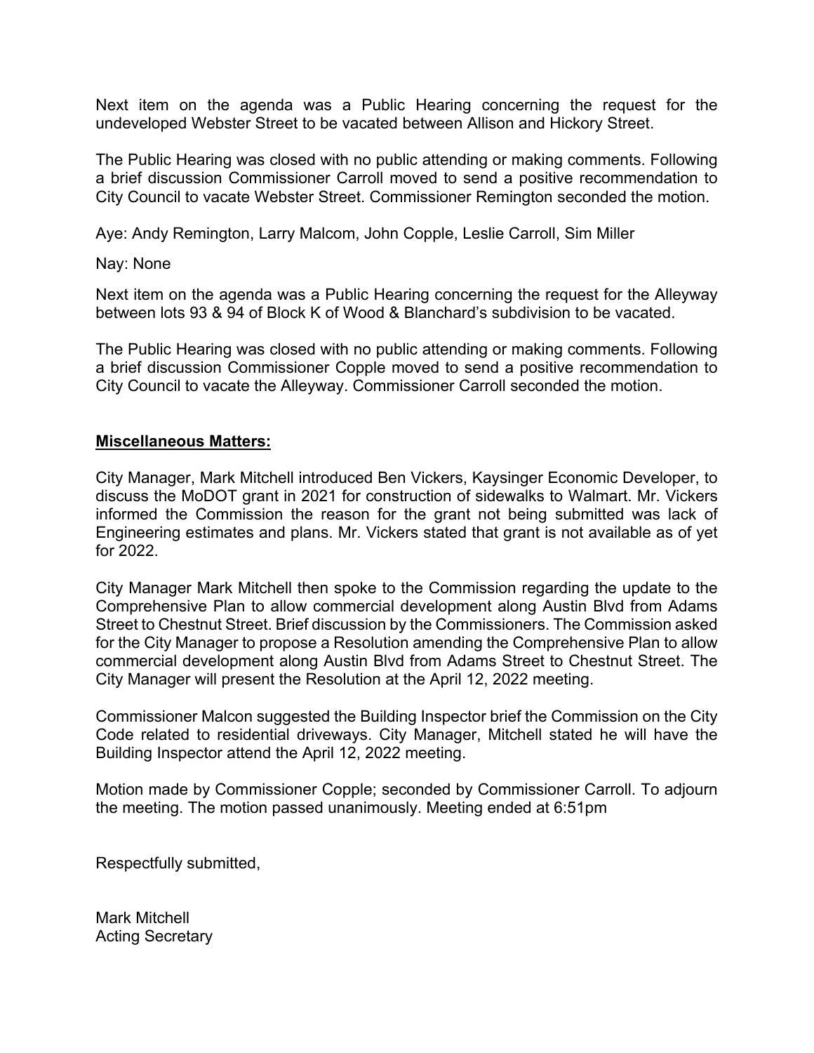Next item on the agenda was a Public Hearing concerning the request for the undeveloped Webster Street to be vacated between Allison and Hickory Street.

The Public Hearing was closed with no public attending or making comments. Following a brief discussion Commissioner Carroll moved to send a positive recommendation to City Council to vacate Webster Street. Commissioner Remington seconded the motion.

Aye: Andy Remington, Larry Malcom, John Copple, Leslie Carroll, Sim Miller

Nay: None

Next item on the agenda was a Public Hearing concerning the request for the Alleyway between lots 93 & 94 of Block K of Wood & Blanchard's subdivision to be vacated.

The Public Hearing was closed with no public attending or making comments. Following a brief discussion Commissioner Copple moved to send a positive recommendation to City Council to vacate the Alleyway. Commissioner Carroll seconded the motion.

**Miscellaneous Matters:**

City Manager, Mark Mitchell introduced Ben Vickers, Kaysinger Economic Developer, to discuss the MoDOT grant in 2021 for construction of sidewalks to Walmart. Mr. Vickers informed the Commission the reason for the grant not being submitted was lack of Engineering estimates and plans. Mr. Vickers stated that grant is not available as of yet for 2022.

City Manager Mark Mitchell then spoke to the Commission regarding the update to the Comprehensive Plan to allow commercial development along Austin Blvd from Adams Street to Chestnut Street. Brief discussion by the Commissioners. The Commission asked for the City Manager to propose a Resolution amending the Comprehensive Plan to allow commercial development along Austin Blvd from Adams Street to Chestnut Street. The City Manager will present the Resolution at the April 12, 2022 meeting.

Commissioner Malcon suggested the Building Inspector brief the Commission on the City Code related to residential driveways. City Manager, Mitchell stated he will have the Building Inspector attend the April 12, 2022 meeting.

Motion made by Commissioner Copple; seconded by Commissioner Carroll. To adjourn the meeting. The motion passed unanimously. Meeting ended at 6:51pm

Respectfully submitted,

Mark Mitchell
Acting Secretary